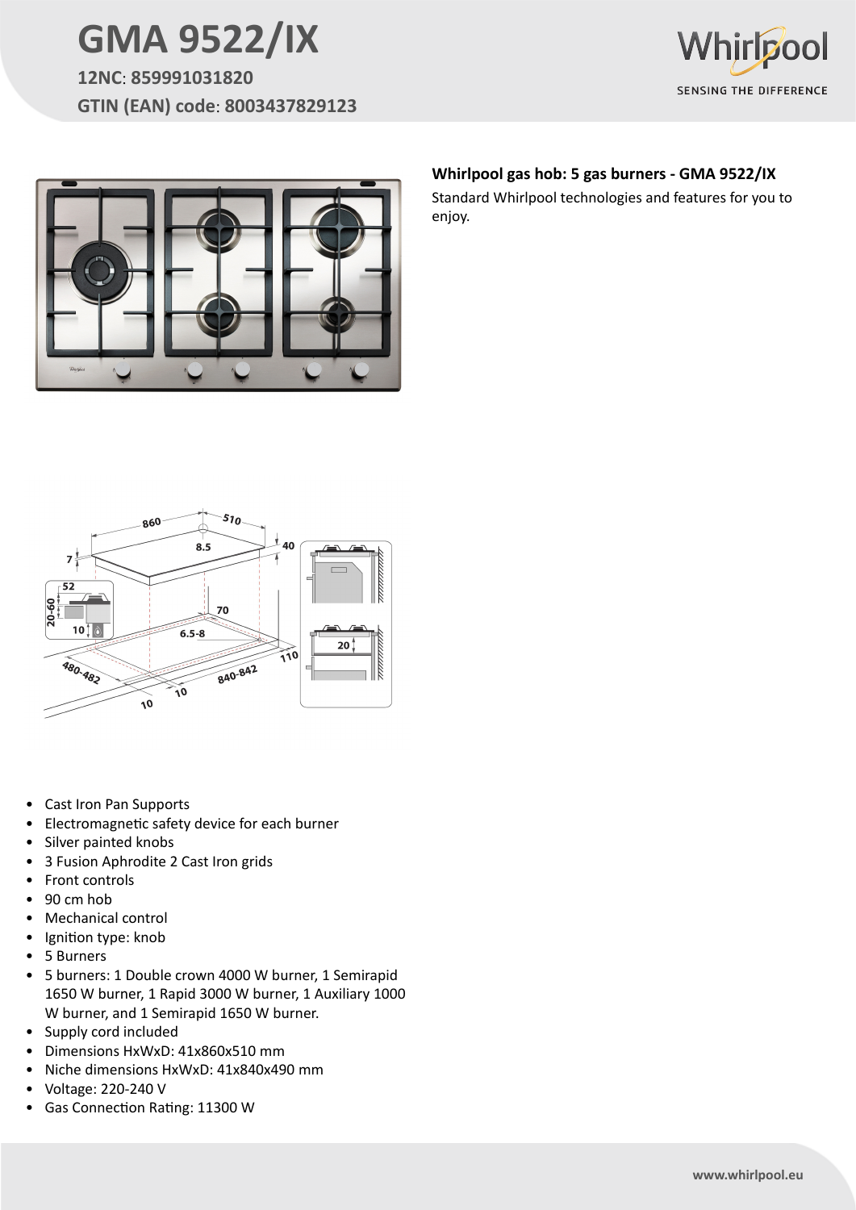# GMA 9522/IX

**12NC**: 859991031820

**GTIN (EAN) code**: 8003437829123

Whirlpool

SENSING THE DIFFERENCE

## Whirlpool gas hob: 5 gas burners - GMA 9522/IX

Standard Whirlpool technologies and features for you to enjoy.

860
510
8.5
40
7
52
20-60
10
70
6.5-8
110
480-482
840-842
10
10
20

- Cast Iron Pan Supports
- Electromagnetic safety device for each burner
- Silver painted knobs
- 3 Fusion Aphrodite 2 Cast Iron grids
- Front controls
- 90 cm hob
- Mechanical control
- Ignition type: knob
- 5 Burners
- 5 burners: 1 Double crown 4000 W burner, 1 Semirapid 1650 W burner, 1 Rapid 3000 W burner, 1 Auxiliary 1000 W burner, and 1 Semirapid 1650 W burner.
- Supply cord included
- Dimensions HxWxD: 41x860x510 mm
- Niche dimensions HxWxD: 41x840x490 mm
- Voltage: 220-240 V
- Gas Connection Rating: 11300 W

www.whirlpool.eu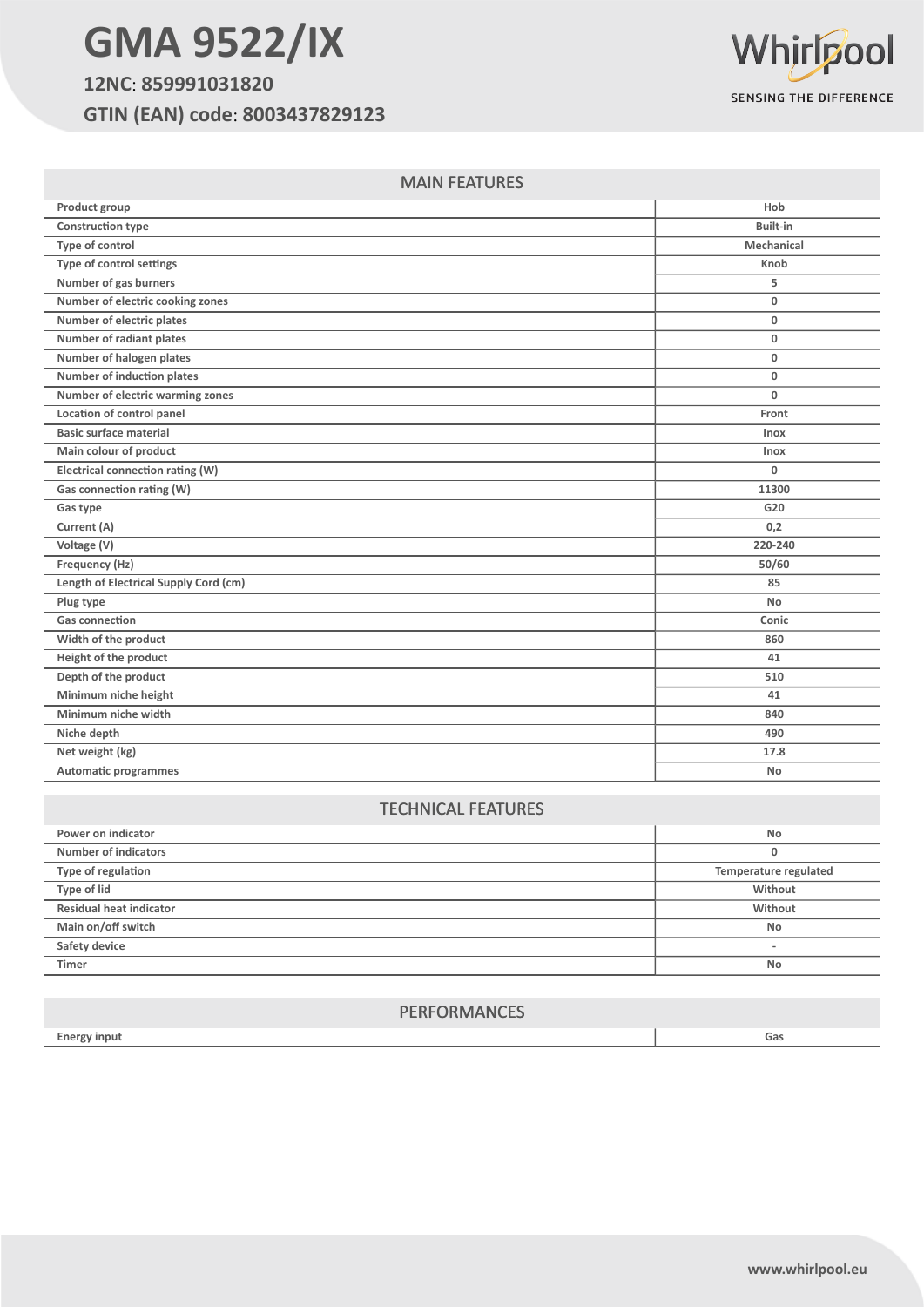# GMA 9522/IX

**12NC: 859991031820**

**GTIN (EAN) code: 8003437829123**

Whirlpool

SENSING THE DIFFERENCE

## MAIN FEATURES

| | |
|---|---|
| Product group | Hob |
| Construction type | Built-in |
| Type of control | Mechanical |
| Type of control settings | Knob |
| Number of gas burners | 5 |
| Number of electric cooking zones | 0 |
| Number of electric plates | 0 |
| Number of radiant plates | 0 |
| Number of halogen plates | 0 |
| Number of induction plates | 0 |
| Number of electric warming zones | 0 |
| Location of control panel | Front |
| Basic surface material | Inox |
| Main colour of product | Inox |
| Electrical connection rating (W) | 0 |
| Gas connection rating (W) | 11300 |
| Gas type | G20 |
| Current (A) | 0,2 |
| Voltage (V) | 220-240 |
| Frequency (Hz) | 50/60 |
| Length of Electrical Supply Cord (cm) | 85 |
| Plug type | No |
| Gas connection | Conic |
| Width of the product | 860 |
| Height of the product | 41 |
| Depth of the product | 510 |
| Minimum niche height | 41 |
| Minimum niche width | 840 |
| Niche depth | 490 |
| Net weight (kg) | 17.8 |
| Automatic programmes | No |

## TECHNICAL FEATURES

| | |
|---|---|
| Power on indicator | No |
| Number of indicators | 0 |
| Type of regulation | Temperature regulated |
| Type of lid | Without |
| Residual heat indicator | Without |
| Main on/off switch | No |
| Safety device | - |
| Timer | No |

## PERFORMANCES

| | |
|---|---|
| Energy input | Gas |

www.whirlpool.eu